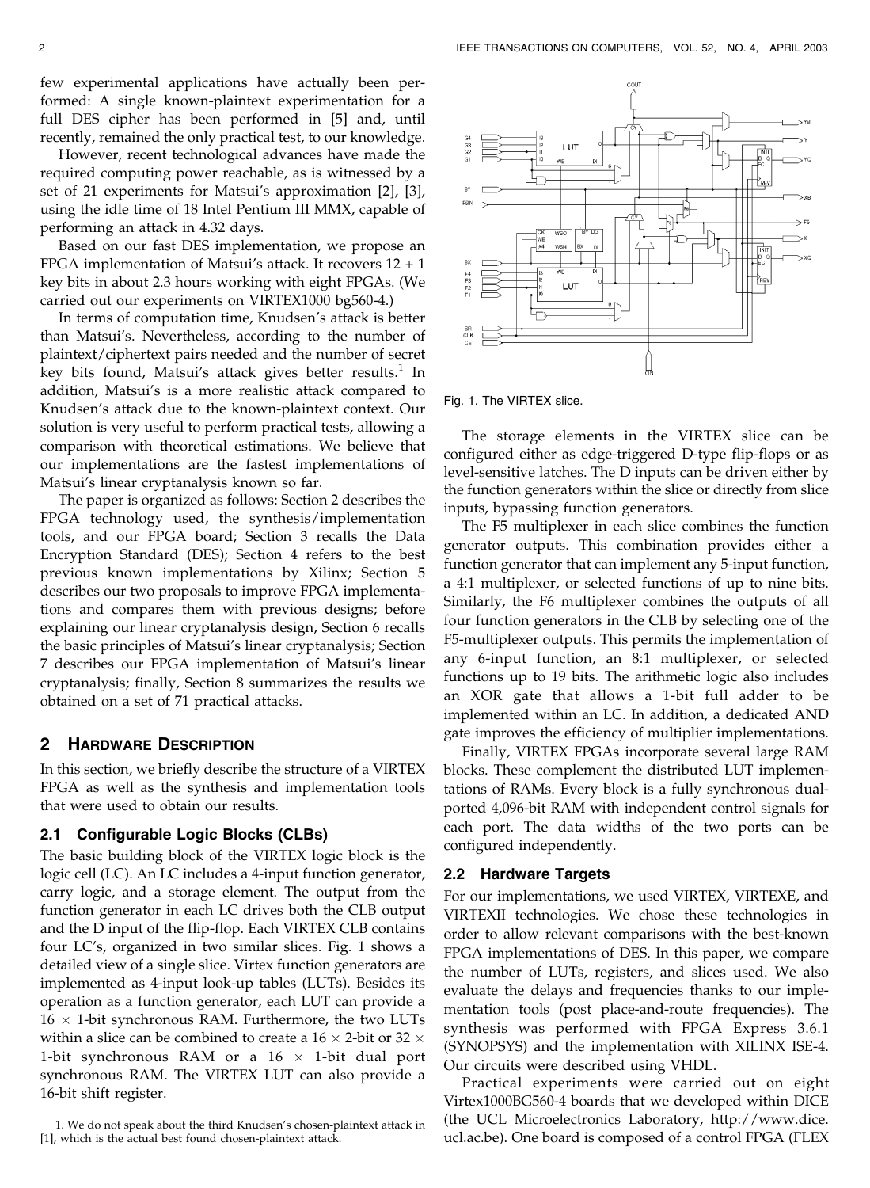few experimental applications have actually been performed: A single known-plaintext experimentation for a full DES cipher has been performed in [5] and, until recently, remained the only practical test, to our knowledge.

However, recent technological advances have made the required computing power reachable, as is witnessed by a set of 21 experiments for Matsui's approximation [2], [3], using the idle time of 18 Intel Pentium III MMX, capable of performing an attack in 4.32 days.

Based on our fast DES implementation, we propose an FPGA implementation of Matsui's attack. It recovers 12 + 1 key bits in about 2.3 hours working with eight FPGAs. (We carried out our experiments on VIRTEX1000 bg560-4.)

In terms of computation time, Knudsen's attack is better than Matsui's. Nevertheless, according to the number of plaintext/ciphertext pairs needed and the number of secret key bits found, Matsui's attack gives better results.[1] In addition, Matsui's is a more realistic attack compared to Knudsen's attack due to the known-plaintext context. Our solution is very useful to perform practical tests, allowing a comparison with theoretical estimations. We believe that our implementations are the fastest implementations of Matsui's linear cryptanalysis known so far.

The paper is organized as follows: Section 2 describes the FPGA technology used, the synthesis/implementation tools, and our FPGA board; Section 3 recalls the Data Encryption Standard (DES); Section 4 refers to the best previous known implementations by Xilinx; Section 5 describes our two proposals to improve FPGA implementations and compares them with previous designs; before explaining our linear cryptanalysis design, Section 6 recalls the basic principles of Matsui's linear cryptanalysis; Section 7 describes our FPGA implementation of Matsui's linear cryptanalysis; finally, Section 8 summarizes the results we obtained on a set of 71 practical attacks.

## 2 Hardware Description

In this section, we briefly describe the structure of a VIRTEX FPGA as well as the synthesis and implementation tools that were used to obtain our results.

### 2.1 Configurable Logic Blocks (CLBs)

The basic building block of the VIRTEX logic block is the logic cell (LC). An LC includes a 4-input function generator, carry logic, and a storage element. The output from the function generator in each LC drives both the CLB output and the D input of the flip-flop. Each VIRTEX CLB contains four LC's, organized in two similar slices. Fig. 1 shows a detailed view of a single slice. Virtex function generators are implemented as 4-input look-up tables (LUTs). Besides its operation as a function generator, each LUT can provide a $16 \times 1$-bit synchronous RAM. Furthermore, the two LUTs within a slice can be combined to create a $16 \times 2$-bit or $32 \times 1$-bit synchronous RAM or a $16 \times 1$-bit dual port synchronous RAM. The VIRTEX LUT can also provide a 16-bit shift register.

Fig. 1. The VIRTEX slice.

The storage elements in the VIRTEX slice can be configured either as edge-triggered D-type flip-flops or as level-sensitive latches. The D inputs can be driven either by the function generators within the slice or directly from slice inputs, bypassing function generators.

The F5 multiplexer in each slice combines the function generator outputs. This combination provides either a function generator that can implement any 5-input function, a 4:1 multiplexer, or selected functions of up to nine bits. Similarly, the F6 multiplexer combines the outputs of all four function generators in the CLB by selecting one of the F5-multiplexer outputs. This permits the implementation of any 6-input function, an 8:1 multiplexer, or selected functions up to 19 bits. The arithmetic logic also includes an XOR gate that allows a 1-bit full adder to be implemented within an LC. In addition, a dedicated AND gate improves the efficiency of multiplier implementations.

Finally, VIRTEX FPGAs incorporate several large RAM blocks. These complement the distributed LUT implementations of RAMs. Every block is a fully synchronous dual-ported 4,096-bit RAM with independent control signals for each port. The data widths of the two ports can be configured independently.

### 2.2 Hardware Targets

For our implementations, we used VIRTEX, VIRTEXE, and VIRTEXII technologies. We chose these technologies in order to allow relevant comparisons with the best-known FPGA implementations of DES. In this paper, we compare the number of LUTs, registers, and slices used. We also evaluate the delays and frequencies thanks to our implementation tools (post place-and-route frequencies). The synthesis was performed with FPGA Express 3.6.1 (SYNOPSYS) and the implementation with XILINX ISE-4. Our circuits were described using VHDL.

Practical experiments were carried out on eight Virtex1000BG560-4 boards that we developed within DICE (the UCL Microelectronics Laboratory, http://www.dice.ucl.ac.be). One board is composed of a control FPGA (FLEX

1. We do not speak about the third Knudsen's chosen-plaintext attack in [1], which is the actual best found chosen-plaintext attack.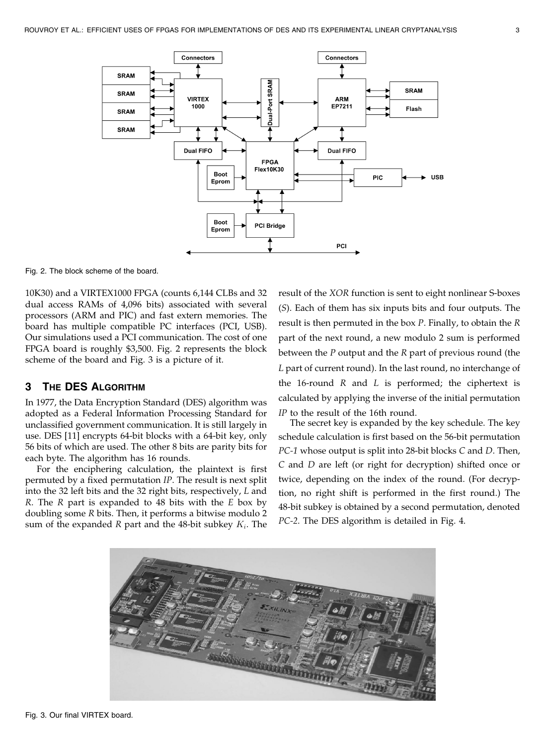Fig. 2. The block scheme of the board.

10K30) and a VIRTEX1000 FPGA (counts 6,144 CLBs and 32 dual access RAMs of 4,096 bits) associated with several processors (ARM and PIC) and fast extern memories. The board has multiple compatible PC interfaces (PCI, USB). Our simulations used a PCI communication. The cost of one FPGA board is roughly $3,500. Fig. 2 represents the block scheme of the board and Fig. 3 is a picture of it.

## 3 The DES Algorithm

In 1977, the Data Encryption Standard (DES) algorithm was adopted as a Federal Information Processing Standard for unclassified government communication. It is still largely in use. DES [11] encrypts 64-bit blocks with a 64-bit key, only 56 bits of which are used. The other 8 bits are parity bits for each byte. The algorithm has 16 rounds.

For the enciphering calculation, the plaintext is first permuted by a fixed permutation *IP*. The result is next split into the 32 left bits and the 32 right bits, respectively, $L$ and $R$. The $R$ part is expanded to 48 bits with the $E$ box by doubling some $R$ bits. Then, it performs a bitwise modulo 2 sum of the expanded $R$ part and the 48-bit subkey $K_i$. The result of the *XOR* function is sent to eight nonlinear S-boxes ($S$). Each of them has six inputs bits and four outputs. The result is then permuted in the box $P$. Finally, to obtain the $R$ part of the next round, a new modulo 2 sum is performed between the $P$ output and the $R$ part of previous round (the $L$ part of current round). In the last round, no interchange of the 16-round $R$ and $L$ is performed; the ciphertext is calculated by applying the inverse of the initial permutation *IP* to the result of the 16th round.

The secret key is expanded by the key schedule. The key schedule calculation is first based on the 56-bit permutation *PC-1* whose output is split into 28-bit blocks $C$ and $D$. Then, $C$ and $D$ are left (or right for decryption) shifted once or twice, depending on the index of the round. (For decryption, no right shift is performed in the first round.) The 48-bit subkey is obtained by a second permutation, denoted *PC-2*. The DES algorithm is detailed in Fig. 4.

Fig. 3. Our final VIRTEX board.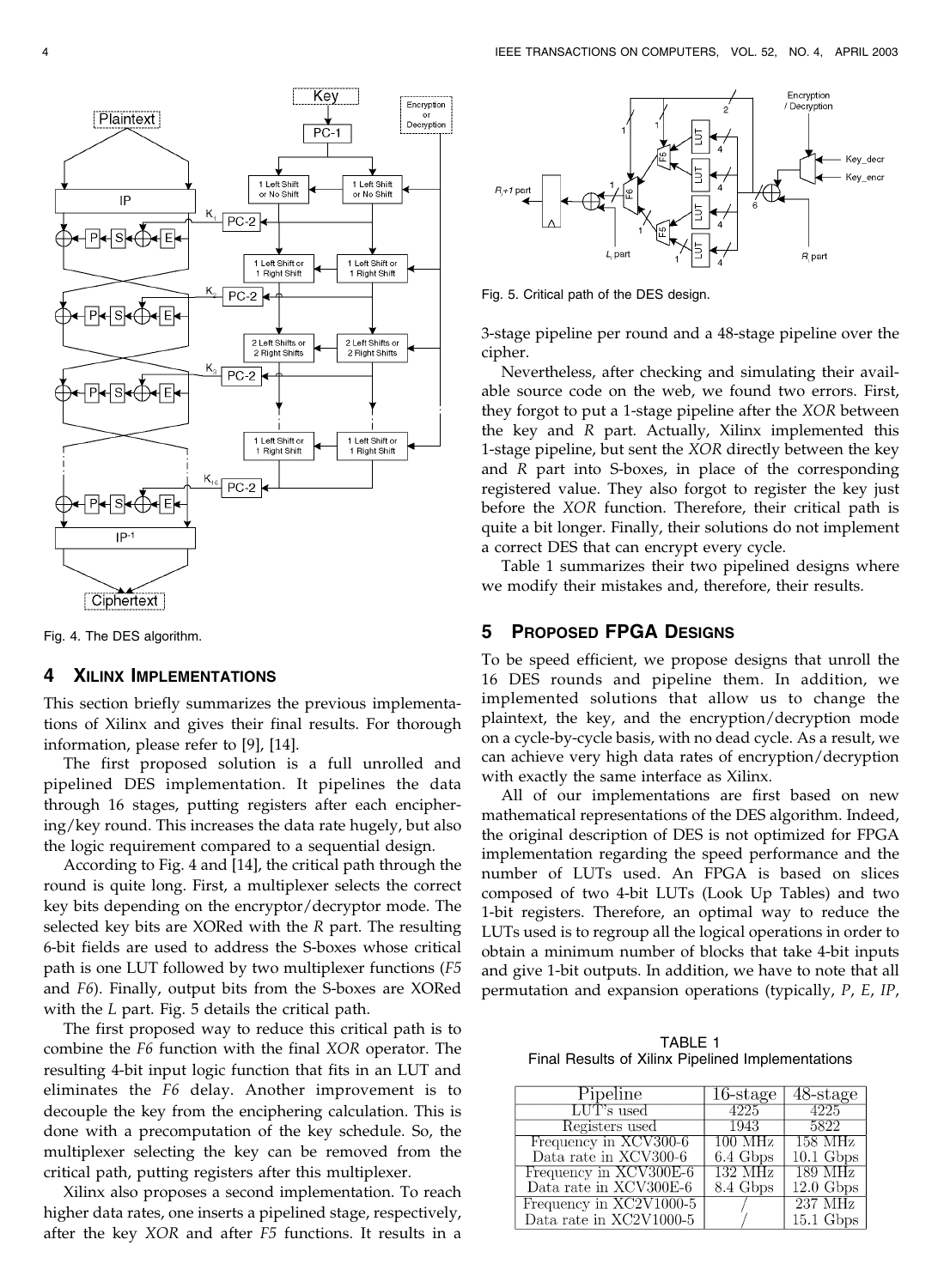Fig. 4. The DES algorithm.

## 4 Xilinx Implementations

This section briefly summarizes the previous implementations of Xilinx and gives their final results. For thorough information, please refer to [9], [14].

The first proposed solution is a full unrolled and pipelined DES implementation. It pipelines the data through 16 stages, putting registers after each enciphering/key round. This increases the data rate hugely, but also the logic requirement compared to a sequential design.

According to Fig. 4 and [14], the critical path through the round is quite long. First, a multiplexer selects the correct key bits depending on the encryptor/decryptor mode. The selected key bits are XORed with the *R* part. The resulting 6-bit fields are used to address the S-boxes whose critical path is one LUT followed by two multiplexer functions (*F5* and *F6*). Finally, output bits from the S-boxes are XORed with the *L* part. Fig. 5 details the critical path.

The first proposed way to reduce this critical path is to combine the *F6* function with the final *XOR* operator. The resulting 4-bit input logic function that fits in an LUT and eliminates the *F6* delay. Another improvement is to decouple the key from the enciphering calculation. This is done with a precomputation of the key schedule. So, the multiplexer selecting the key can be removed from the critical path, putting registers after this multiplexer.

Xilinx also proposes a second implementation. To reach higher data rates, one inserts a pipelined stage, respectively, after the key *XOR* and after *F5* functions. It results in a 3-stage pipeline per round and a 48-stage pipeline over the cipher.

Fig. 5. Critical path of the DES design.

Nevertheless, after checking and simulating their available source code on the web, we found two errors. First, they forgot to put a 1-stage pipeline after the *XOR* between the key and *R* part. Actually, Xilinx implemented this 1-stage pipeline, but sent the *XOR* directly between the key and *R* part into S-boxes, in place of the corresponding registered value. They also forgot to register the key just before the *XOR* function. Therefore, their critical path is quite a bit longer. Finally, their solutions do not implement a correct DES that can encrypt every cycle.

Table 1 summarizes their two pipelined designs where we modify their mistakes and, therefore, their results.

## 5 Proposed FPGA Designs

To be speed efficient, we propose designs that unroll the 16 DES rounds and pipeline them. In addition, we implemented solutions that allow us to change the plaintext, the key, and the encryption/decryption mode on a cycle-by-cycle basis, with no dead cycle. As a result, we can achieve very high data rates of encryption/decryption with exactly the same interface as Xilinx.

All of our implementations are first based on new mathematical representations of the DES algorithm. Indeed, the original description of DES is not optimized for FPGA implementation regarding the speed performance and the number of LUTs used. An FPGA is based on slices composed of two 4-bit LUTs (Look Up Tables) and two 1-bit registers. Therefore, an optimal way to reduce the LUTs used is to regroup all the logical operations in order to obtain a minimum number of blocks that take 4-bit inputs and give 1-bit outputs. In addition, we have to note that all permutation and expansion operations (typically, *P*, *E*, *IP*,

TABLE 1
Final Results of Xilinx Pipelined Implementations

| Pipeline | 16-stage | 48-stage |
|---|---|---|
| LUT's used | 4225 | 4225 |
| Registers used | 1943 | 5822 |
| Frequency in XCV300-6 | 100 MHz | 158 MHz |
| Data rate in XCV300-6 | 6.4 Gbps | 10.1 Gbps |
| Frequency in XCV300E-6 | 132 MHz | 189 MHz |
| Data rate in XCV300E-6 | 8.4 Gbps | 12.0 Gbps |
| Frequency in XC2V1000-5 | / | 237 MHz |
| Data rate in XC2V1000-5 | / | 15.1 Gbps |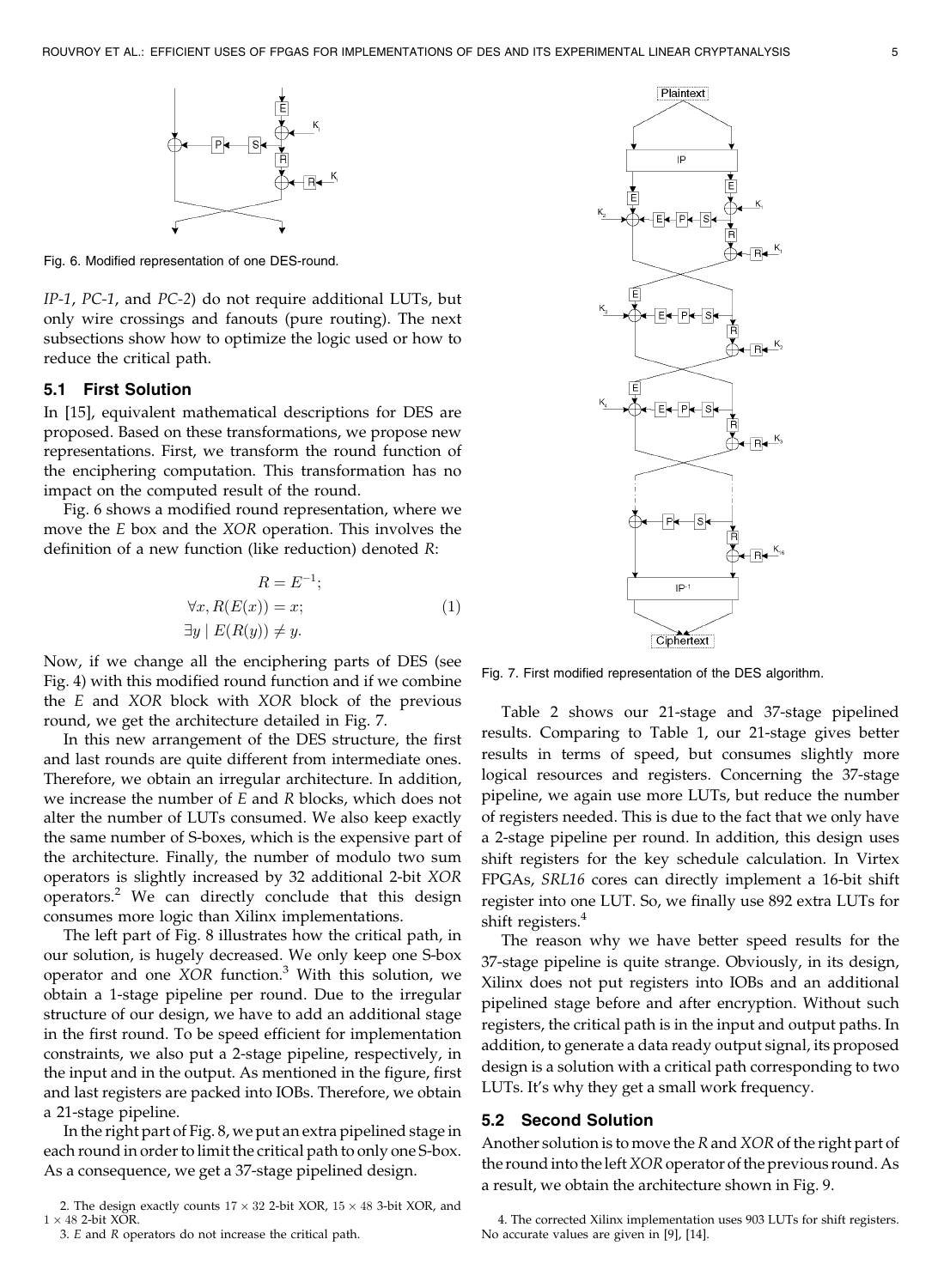Fig. 6. Modified representation of one DES-round.

*IP-1*, *PC-1*, and *PC-2*) do not require additional LUTs, but only wire crossings and fanouts (pure routing). The next subsections show how to optimize the logic used or how to reduce the critical path.

### 5.1 First Solution

In [15], equivalent mathematical descriptions for DES are proposed. Based on these transformations, we propose new representations. First, we transform the round function of the enciphering computation. This transformation has no impact on the computed result of the round.

Fig. 6 shows a modified round representation, where we move the *E* box and the *XOR* operation. This involves the definition of a new function (like reduction) denoted *R*:

$$
\begin{aligned}
&R = E^{-1};\\
&\forall x, R(E(x)) = x;\\
&\exists y \mid E(R(y)) \neq y.
\end{aligned}
\tag{1}
$$

Now, if we change all the enciphering parts of DES (see Fig. 4) with this modified round function and if we combine the *E* and *XOR* block with *XOR* block of the previous round, we get the architecture detailed in Fig. 7.

In this new arrangement of the DES structure, the first and last rounds are quite different from intermediate ones. Therefore, we obtain an irregular architecture. In addition, we increase the number of *E* and *R* blocks, which does not alter the number of LUTs consumed. We also keep exactly the same number of S-boxes, which is the expensive part of the architecture. Finally, the number of modulo two sum operators is slightly increased by 32 additional 2-bit *XOR* operators.[2] We can directly conclude that this design consumes more logic than Xilinx implementations.

The left part of Fig. 8 illustrates how the critical path, in our solution, is hugely decreased. We only keep one S-box operator and one *XOR* function.[3] With this solution, we obtain a 1-stage pipeline per round. Due to the irregular structure of our design, we have to add an additional stage in the first round. To be speed efficient for implementation constraints, we also put a 2-stage pipeline, respectively, in the input and in the output. As mentioned in the figure, first and last registers are packed into IOBs. Therefore, we obtain a 21-stage pipeline.

In the right part of Fig. 8, we put an extra pipelined stage in each round in order to limit the critical path to only one S-box. As a consequence, we get a 37-stage pipelined design.

Fig. 7. First modified representation of the DES algorithm.

Table 2 shows our 21-stage and 37-stage pipelined results. Comparing to Table 1, our 21-stage gives better results in terms of speed, but consumes slightly more logical resources and registers. Concerning the 37-stage pipeline, we again use more LUTs, but reduce the number of registers needed. This is due to the fact that we only have a 2-stage pipeline per round. In addition, this design uses shift registers for the key schedule calculation. In Virtex FPGAs, *SRL16* cores can directly implement a 16-bit shift register into one LUT. So, we finally use 892 extra LUTs for shift registers.[4]

The reason why we have better speed results for the 37-stage pipeline is quite strange. Obviously, in its design, Xilinx does not put registers into IOBs and an additional pipelined stage before and after encryption. Without such registers, the critical path is in the input and output paths. In addition, to generate a data ready output signal, its proposed design is a solution with a critical path corresponding to two LUTs. It's why they get a small work frequency.

### 5.2 Second Solution

Another solution is to move the *R* and *XOR* of the right part of the round into the left *XOR* operator of the previous round. As a result, we obtain the architecture shown in Fig. 9.

2. The design exactly counts $17 \times 32$ 2-bit XOR, $15 \times 48$ 3-bit XOR, and $1 \times 48$ 2-bit XOR.

3. *E* and *R* operators do not increase the critical path.

4. The corrected Xilinx implementation uses 903 LUTs for shift registers. No accurate values are given in [9], [14].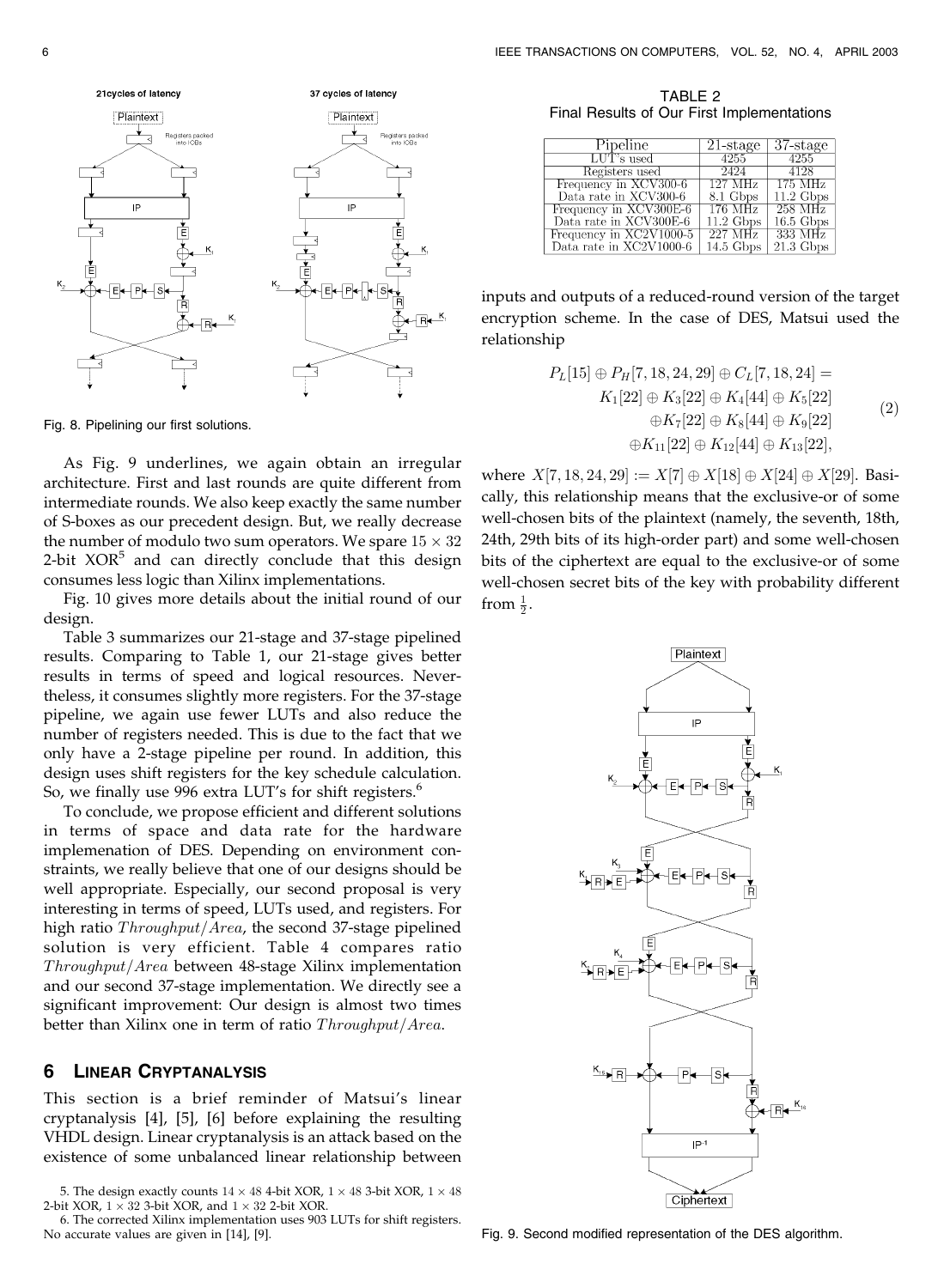Fig. 8. Pipelining our first solutions.

As Fig. 9 underlines, we again obtain an irregular architecture. First and last rounds are quite different from intermediate rounds. We also keep exactly the same number of S-boxes as our precedent design. But, we really decrease the number of modulo two sum operators. We spare $15 \times 32$ 2-bit XOR[5] and can directly conclude that this design consumes less logic than Xilinx implementations.

Fig. 10 gives more details about the initial round of our design.

Table 3 summarizes our 21-stage and 37-stage pipelined results. Comparing to Table 1, our 21-stage gives better results in terms of speed and logical resources. Nevertheless, it consumes slightly more registers. For the 37-stage pipeline, we again use fewer LUTs and also reduce the number of registers needed. This is due to the fact that we only have a 2-stage pipeline per round. In addition, this design uses shift registers for the key schedule calculation. So, we finally use 996 extra LUT's for shift registers.[6]

To conclude, we propose efficient and different solutions in terms of space and data rate for the hardware implemenation of DES. Depending on environment constraints, we really believe that one of our designs should be well appropriate. Especially, our second proposal is very interesting in terms of speed, LUTs used, and registers. For high ratio $Throughput/Area$, the second 37-stage pipelined solution is very efficient. Table 4 compares ratio $Throughput/Area$ between 48-stage Xilinx implementation and our second 37-stage implementation. We directly see a significant improvement: Our design is almost two times better than Xilinx one in term of ratio $Throughput/Area$.

## 6 Linear Cryptanalysis

This section is a brief reminder of Matsui's linear cryptanalysis [4], [5], [6] before explaining the resulting VHDL design. Linear cryptanalysis is an attack based on the existence of some unbalanced linear relationship between inputs and outputs of a reduced-round version of the target encryption scheme. In the case of DES, Matsui used the relationship

$$\begin{aligned} P_L[15] \oplus P_H[7,18,24,29] \oplus C_L[7,18,24] = \\ K_1[22] \oplus K_3[22] \oplus K_4[44] \oplus K_5[22] \\ \oplus K_7[22] \oplus K_8[44] \oplus K_9[22] \\ \oplus K_{11}[22] \oplus K_{12}[44] \oplus K_{13}[22], \end{aligned} \tag{2}$$

where $X[7,18,24,29] := X[7] \oplus X[18] \oplus X[24] \oplus X[29]$. Basically, this relationship means that the exclusive-or of some well-chosen bits of the plaintext (namely, the seventh, 18th, 24th, 29th bits of its high-order part) and some well-chosen bits of the ciphertext are equal to the exclusive-or of some well-chosen secret bits of the key with probability different from $\frac{1}{2}$.

TABLE 2
Final Results of Our First Implementations

| Pipeline | 21-stage | 37-stage |
|---|---|---|
| LUT's used | 4255 | 4255 |
| Registers used | 2424 | 4128 |
| Frequency in XCV300-6 | 127 MHz | 175 MHz |
| Data rate in XCV300-6 | 8.1 Gbps | 11.2 Gbps |
| Frequency in XCV300E-6 | 176 MHz | 258 MHz |
| Data rate in XCV300E-6 | 11.2 Gbps | 16.5 Gbps |
| Frequency in XC2V1000-5 | 227 MHz | 333 MHz |
| Data rate in XC2V1000-6 | 14.5 Gbps | 21.3 Gbps |

Fig. 9. Second modified representation of the DES algorithm.

5. The design exactly counts $14 \times 48$ 4-bit XOR, $1 \times 48$ 3-bit XOR, $1 \times 48$ 2-bit XOR, $1 \times 32$ 3-bit XOR, and $1 \times 32$ 2-bit XOR.

6. The corrected Xilinx implementation uses 903 LUTs for shift registers. No accurate values are given in [14], [9].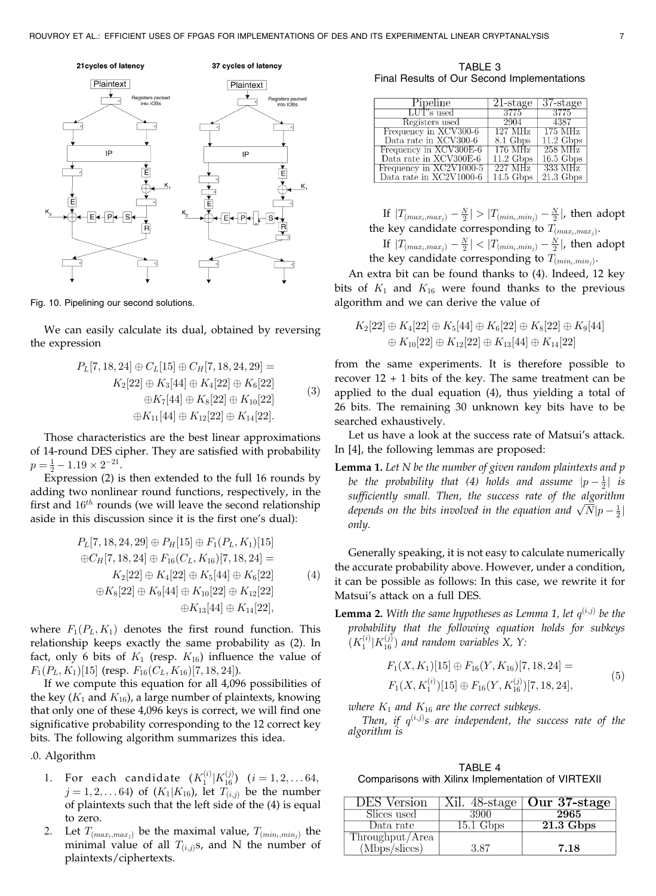Fig. 10. Pipelining our second solutions.

We can easily calculate its dual, obtained by reversing the expression

$$
\begin{aligned}
P_L[7,18,24] \oplus C_L[15] \oplus C_H[7,18,24,29] = \\
K_2[22] \oplus K_3[44] \oplus K_4[22] \oplus K_6[22] \\
\oplus K_7[44] \oplus K_8[22] \oplus K_{10}[22] \\
\oplus K_{11}[44] \oplus K_{12}[22] \oplus K_{14}[22].
\end{aligned} \tag{3}
$$

Those characteristics are the best linear approximations of 14-round DES cipher. They are satisfied with probability $p = \frac{1}{2} - 1.19 \times 2^{-21}$.

Expression (2) is then extended to the full 16 rounds by adding two nonlinear round functions, respectively, in the first and $16^{th}$ rounds (we will leave the second relationship aside in this discussion since it is the first one's dual):

$$
\begin{aligned}
P_L[7,18,24,29] \oplus P_H[15] \oplus F_1(P_L, K_1)[15] \\
\oplus C_H[7,18,24] \oplus F_{16}(C_L, K_{16})[7,18,24] = \\
K_2[22] \oplus K_4[22] \oplus K_5[44] \oplus K_6[22] \\
\oplus K_8[22] \oplus K_9[44] \oplus K_{10}[22] \oplus K_{12}[22] \\
\oplus K_{13}[44] \oplus K_{14}[22],
\end{aligned} \tag{4}
$$

where $F_1(P_L, K_1)$ denotes the first round function. This relationship keeps exactly the same probability as (2). In fact, only 6 bits of $K_1$ (resp. $K_{16}$) influence the value of $F_1(P_L, K_1)[15]$ (resp. $F_{16}(C_L, K_{16})[7,18,24]$).

If we compute this equation for all 4,096 possibilities of the key ($K_1$ and $K_{16}$), a large number of plaintexts, knowing that only one of these 4,096 keys is correct, we will find one significative probability corresponding to the 12 correct key bits. The following algorithm summarizes this idea.

.0. Algorithm

1. For each candidate $(K_1^{(i)} | K_{16}^{(j)})$ $(i = 1, 2, \ldots 64,$ $j = 1, 2, \ldots 64)$ of $(K_1 | K_{16})$, let $T_{(i,j)}$ be the number of plaintexts such that the left side of the (4) is equal to zero.
2. Let $T_{(max_i, max_j)}$ be the maximal value, $T_{(min_i, min_j)}$ the minimal value of all $T_{(i,j)}$s, and N the number of plaintexts/ciphertexts.

If $|T_{(max_i, max_j)} - \frac{N}{2}| > |T_{(min_i, min_j)} - \frac{N}{2}|$, then adopt the key candidate corresponding to $T_{(max_i, max_j)}$.

If $|T_{(max_i, max_j)} - \frac{N}{2}| < |T_{(min_i, min_j)} - \frac{N}{2}|$, then adopt the key candidate corresponding to $T_{(min_i, min_j)}$.

An extra bit can be found thanks to (4). Indeed, 12 key bits of $K_1$ and $K_{16}$ were found thanks to the previous algorithm and we can derive the value of

$$
\begin{aligned}
K_2[22] \oplus K_4[22] \oplus K_5[44] \oplus K_6[22] \oplus K_8[22] \oplus K_9[44] \\
\oplus K_{10}[22] \oplus K_{12}[22] \oplus K_{13}[44] \oplus K_{14}[22]
\end{aligned}
$$

from the same experiments. It is therefore possible to recover 12 + 1 bits of the key. The same treatment can be applied to the dual equation (4), thus yielding a total of 26 bits. The remaining 30 unknown key bits have to be searched exhaustively.

Let us have a look at the success rate of Matsui's attack. In [4], the following lemmas are proposed:

**Lemma 1.** *Let N be the number of given random plaintexts and p be the probability that (4) holds and assume $|p - \frac{1}{2}|$ is sufficiently small. Then, the success rate of the algorithm depends on the bits involved in the equation and $\sqrt{N}|p - \frac{1}{2}|$ only.*

Generally speaking, it is not easy to calculate numerically the accurate probability above. However, under a condition, it can be possible as follows: In this case, we rewrite it for Matsui's attack on a full DES.

**Lemma 2.** *With the same hypotheses as Lemma 1, let $q^{(i,j)}$ be the probability that the following equation holds for subkeys $(K_1^{(i)} | K_{16}^{(j)})$ and random variables X, Y:*

$$
\begin{aligned}
F_1(X, K_1)[15] \oplus F_{16}(Y, K_{16})[7,18,24] = \\
F_1(X, K_1^{(i)})[15] \oplus F_{16}(Y, K_{16}^{(j)})[7,18,24],
\end{aligned} \tag{5}
$$

*where $K_1$ and $K_{16}$ are the correct subkeys.*

*Then, if $q^{(i,j)}$s are independent, the success rate of the algorithm is*

TABLE 3
Final Results of Our Second Implementations

| Pipeline | 21-stage | 37-stage |
|---|---|---|
| LUT's used | 3775 | 3775 |
| Registers used | 2904 | 4387 |
| Frequency in XCV300-6 | 127 MHz | 175 MHz |
| Data rate in XCV300-6 | 8.1 Gbps | 11.2 Gbps |
| Frequency in XCV300E-6 | 176 MHz | 258 MHz |
| Data rate in XCV300E-6 | 11.2 Gbps | 16.5 Gbps |
| Frequency in XC2V1000-5 | 227 MHz | 333 MHz |
| Data rate in XC2V1000-6 | 14.5 Gbps | 21.3 Gbps |

TABLE 4
Comparisons with Xilinx Implementation of VIRTEXII

| DES Version | Xil. 48-stage | **Our 37-stage** |
|---|---|---|
| Slices used | 3900 | **2965** |
| Data rate | 15.1 Gbps | **21.3 Gbps** |
| Throughput/Area (Mbps/slices) | 3.87 | **7.18** |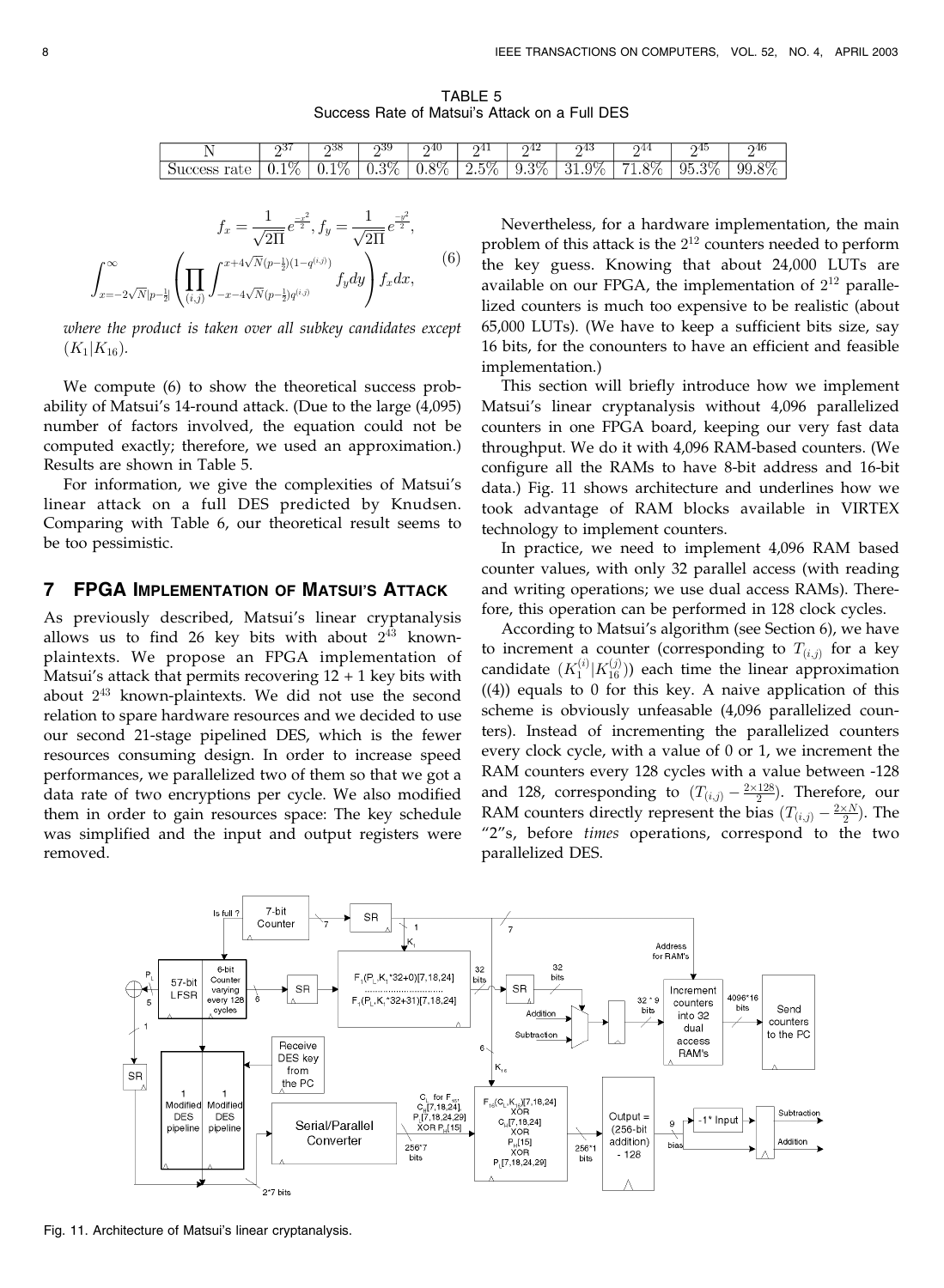TABLE 5
Success Rate of Matsui's Attack on a Full DES

| N | $2^{37}$ | $2^{38}$ | $2^{39}$ | $2^{40}$ | $2^{41}$ | $2^{42}$ | $2^{43}$ | $2^{44}$ | $2^{45}$ | $2^{46}$ |
|---|---|---|---|---|---|---|---|---|---|---|
| Success rate | 0.1% | 0.1% | 0.3% | 0.8% | 2.5% | 9.3% | 31.9% | 71.8% | 95.3% | 99.8% |

$$f_x = \frac{1}{\sqrt{2\Pi}} e^{\frac{-x^2}{2}}, f_y = \frac{1}{\sqrt{2\Pi}} e^{\frac{-y^2}{2}},$$

$$\int_{x=-2\sqrt{N}|p-\frac{1}{2}|}^{\infty} \left( \prod_{(i,j)} \int_{-x-4\sqrt{N}(p-\frac{1}{2})q^{(i,j)}}^{x+4\sqrt{N}(p-\frac{1}{2})(1-q^{(i,j)})} f_y dy \right) f_x dx, \tag{6}$$

*where the product is taken over all subkey candidates except* $(K_1|K_{16})$.

We compute (6) to show the theoretical success probability of Matsui's 14-round attack. (Due to the large (4,095) number of factors involved, the equation could not be computed exactly; therefore, we used an approximation.) Results are shown in Table 5.

For information, we give the complexities of Matsui's linear attack on a full DES predicted by Knudsen. Comparing with Table 6, our theoretical result seems to be too pessimistic.

## 7 FPGA Implementation of Matsui's Attack

As previously described, Matsui's linear cryptanalysis allows us to find 26 key bits with about $2^{43}$ known-plaintexts. We propose an FPGA implementation of Matsui's attack that permits recovering 12 + 1 key bits with about $2^{43}$ known-plaintexts. We did not use the second relation to spare hardware resources and we decided to use our second 21-stage pipelined DES, which is the fewer resources consuming design. In order to increase speed performances, we parallelized two of them so that we got a data rate of two encryptions per cycle. We also modified them in order to gain resources space: The key schedule was simplified and the input and output registers were removed.

Nevertheless, for a hardware implementation, the main problem of this attack is the $2^{12}$ counters needed to perform the key guess. Knowing that about 24,000 LUTs are available on our FPGA, the implementation of $2^{12}$ parallelized counters is much too expensive to be realistic (about 65,000 LUTs). (We have to keep a sufficient bits size, say 16 bits, for the conounters to have an efficient and feasible implementation.)

This section will briefly introduce how we implement Matsui's linear cryptanalysis without 4,096 parallelized counters in one FPGA board, keeping our very fast data throughput. We do it with 4,096 RAM-based counters. (We configure all the RAMs to have 8-bit address and 16-bit data.) Fig. 11 shows architecture and underlines how we took advantage of RAM blocks available in VIRTEX technology to implement counters.

In practice, we need to implement 4,096 RAM based counter values, with only 32 parallel access (with reading and writing operations; we use dual access RAMs). Therefore, this operation can be performed in 128 clock cycles.

According to Matsui's algorithm (see Section 6), we have to increment a counter (corresponding to $T_{(i,j)}$ for a key candidate $(K_1^{(i)}|K_{16}^{(j)})$) each time the linear approximation ((4)) equals to 0 for this key. A naive application of this scheme is obviously unfeasable (4,096 parallelized counters). Instead of incrementing the parallelized counters every clock cycle, with a value of 0 or 1, we increment the RAM counters every 128 cycles with a value between -128 and 128, corresponding to $(T_{(i,j)} - \frac{2\times 128}{2})$. Therefore, our RAM counters directly represent the bias $(T_{(i,j)} - \frac{2\times N}{2})$. The "2"s, before *times* operations, correspond to the two parallelized DES.

Fig. 11. Architecture of Matsui's linear cryptanalysis.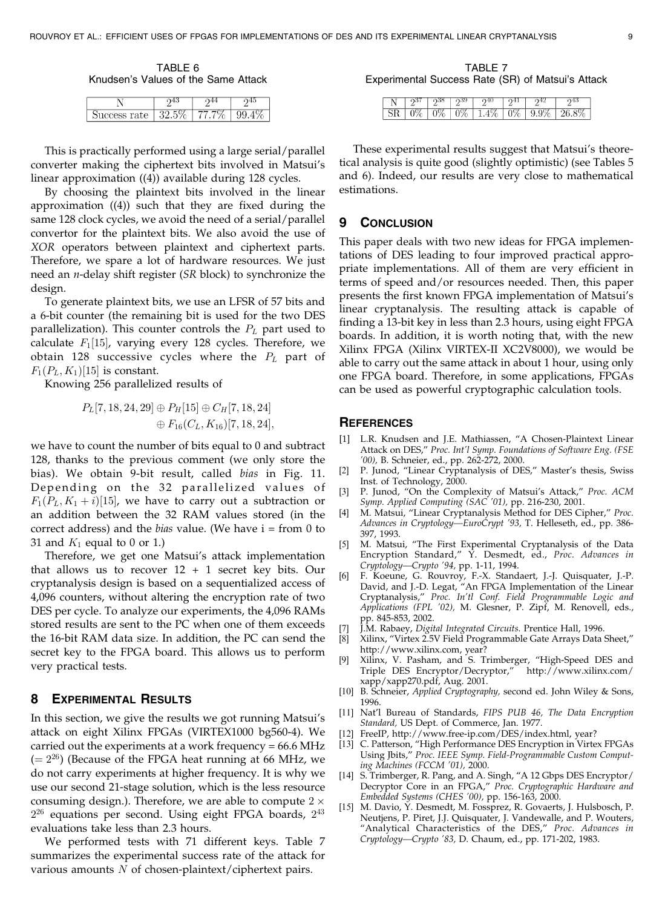TABLE 6
Knudsen's Values of the Same Attack

| N | $2^{43}$ | $2^{44}$ | $2^{45}$ |
|---|---|---|---|
| Success rate | 32.5% | 77.7% | 99.4% |

This is practically performed using a large serial/parallel converter making the ciphertext bits involved in Matsui's linear approximation ((4)) available during 128 cycles.

By choosing the plaintext bits involved in the linear approximation ((4)) such that they are fixed during the same 128 clock cycles, we avoid the need of a serial/parallel convertor for the plaintext bits. We also avoid the use of *XOR* operators between plaintext and ciphertext parts. Therefore, we spare a lot of hardware resources. We just need an *n*-delay shift register (*SR* block) to synchronize the design.

To generate plaintext bits, we use an LFSR of 57 bits and a 6-bit counter (the remaining bit is used for the two DES parallelization). This counter controls the $P_L$ part used to calculate $F_1[15]$, varying every 128 cycles. Therefore, we obtain 128 successive cycles where the $P_L$ part of $F_1(P_L, K_1)[15]$ is constant.

Knowing 256 parallelized results of

$$P_L[7, 18, 24, 29] \oplus P_H[15] \oplus C_H[7, 18, 24] \oplus F_{16}(C_L, K_{16})[7, 18, 24],$$

we have to count the number of bits equal to 0 and subtract 128, thanks to the previous comment (we only store the bias). We obtain 9-bit result, called *bias* in Fig. 11. Depending on the 32 parallelized values of $F_1(P_L, K_1 + i)[15]$, we have to carry out a subtraction or an addition between the 32 RAM values stored (in the correct address) and the *bias* value. (We have i = from 0 to 31 and $K_1$ equal to 0 or 1.)

Therefore, we get one Matsui's attack implementation that allows us to recover 12 + 1 secret key bits. Our cryptanalysis design is based on a sequentialized access of 4,096 counters, without altering the encryption rate of two DES per cycle. To analyze our experiments, the 4,096 RAMs stored results are sent to the PC when one of them exceeds the 16-bit RAM data size. In addition, the PC can send the secret key to the FPGA board. This allows us to perform very practical tests.

## 8 Experimental Results

In this section, we give the results we got running Matsui's attack on eight Xilinx FPGAs (VIRTEX1000 bg560-4). We carried out the experiments at a work frequency = 66.6 MHz ($= 2^{26}$) (Because of the FPGA heat running at 66 MHz, we do not carry experiments at higher frequency. It is why we use our second 21-stage solution, which is the less resource consuming design.). Therefore, we are able to compute $2 \times 2^{26}$ equations per second. Using eight FPGA boards, $2^{43}$ evaluations take less than 2.3 hours.

We performed tests with 71 different keys. Table 7 summarizes the experimental success rate of the attack for various amounts $N$ of chosen-plaintext/ciphertext pairs.

TABLE 7
Experimental Success Rate (SR) of Matsui's Attack

| N | $2^{37}$ | $2^{38}$ | $2^{39}$ | $2^{40}$ | $2^{41}$ | $2^{42}$ | $2^{43}$ |
|---|---|---|---|---|---|---|---|
| SR | 0% | 0% | 0% | 1.4% | 0% | 9.9% | 26.8% |

These experimental results suggest that Matsui's theoretical analysis is quite good (slightly optimistic) (see Tables 5 and 6). Indeed, our results are very close to mathematical estimations.

## 9 Conclusion

This paper deals with two new ideas for FPGA implementations of DES leading to four improved practical appropriate implementations. All of them are very efficient in terms of speed and/or resources needed. Then, this paper presents the first known FPGA implementation of Matsui's linear cryptanalysis. The resulting attack is capable of finding a 13-bit key in less than 2.3 hours, using eight FPGA boards. In addition, it is worth noting that, with the new Xilinx FPGA (Xilinx VIRTEX-II XC2V8000), we would be able to carry out the same attack in about 1 hour, using only one FPGA board. Therefore, in some applications, FPGAs can be used as powerful cryptographic calculation tools.

## References

[1] L.R. Knudsen and J.E. Mathiassen, "A Chosen-Plaintext Linear Attack on DES," *Proc. Int'l Symp. Foundations of Software Eng. (FSE '00),* B. Schneier, ed., pp. 262-272, 2000.

[2] P. Junod, "Linear Cryptanalysis of DES," Master's thesis, Swiss Inst. of Technology, 2000.

[3] P. Junod, "On the Complexity of Matsui's Attack," *Proc. ACM Symp. Applied Computing (SAC '01),* pp. 216-230, 2001.

[4] M. Matsui, "Linear Cryptanalysis Method for DES Cipher," *Proc. Advances in Cryptology—EuroCrypt '93,* T. Helleseth, ed., pp. 386-397, 1993.

[5] M. Matsui, "The First Experimental Cryptanalysis of the Data Encryption Standard," Y. Desmedt, ed., *Proc. Advances in Cryptology—Crypto '94,* pp. 1-11, 1994.

[6] F. Koeune, G. Rouvroy, F.-X. Standaert, J.-J. Quisquater, J.-P. David, and J.-D. Legat, "An FPGA Implementation of the Linear Cryptanalysis," *Proc. In'tl Conf. Field Programmable Logic and Applications (FPL '02),* M. Glesner, P. Zipf, M. Renovell, eds., pp. 845-853, 2002.

[7] J.M. Rabaey, *Digital Integrated Circuits.* Prentice Hall, 1996.

[8] Xilinx, "Virtex 2.5V Field Programmable Gate Arrays Data Sheet," http://www.xilinx.com, year?

[9] Xilinx, V. Pasham, and S. Trimberger, "High-Speed DES and Triple DES Encryptor/Decryptor," http://www.xilinx.com/xapp/xapp270.pdf, Aug. 2001.

[10] B. Schneier, *Applied Cryptography,* second ed. John Wiley & Sons, 1996.

[11] Nat'l Bureau of Standards, *FIPS PUB 46, The Data Encryption Standard,* US Dept. of Commerce, Jan. 1977.

[12] FreeIP, http://www.free-ip.com/DES/index.html, year?

[13] C. Patterson, "High Performance DES Encryption in Virtex FPGAs Using Jbits," *Proc. IEEE Symp. Field-Programmable Custom Computing Machines (FCCM '01),* 2000.

[14] S. Trimberger, R. Pang, and A. Singh, "A 12 Gbps DES Encryptor/Decryptor Core in an FPGA," *Proc. Cryptographic Hardware and Embedded Systems (CHES '00),* pp. 156-163, 2000.

[15] M. Davio, Y. Desmedt, M. Fossprez, R. Govaerts, J. Hulsbosch, P. Neutjens, P. Piret, J.J. Quisquater, J. Vandewalle, and P. Wouters, "Analytical Characteristics of the DES," *Proc. Advances in Cryptology—Crypto '83,* D. Chaum, ed., pp. 171-202, 1983.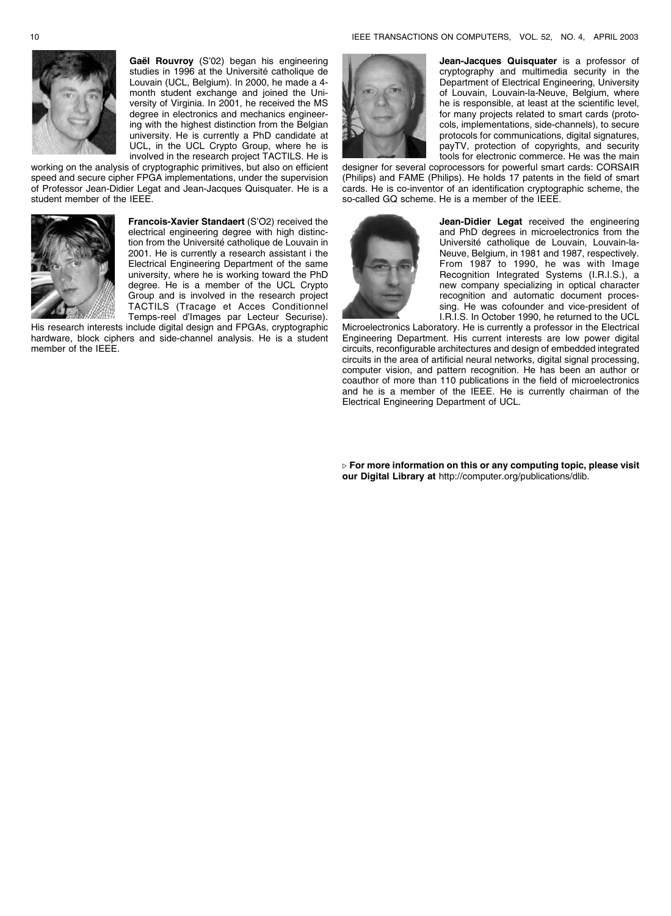**Gaël Rouvroy** (S'02) began his engineering studies in 1996 at the Université catholique de Louvain (UCL, Belgium). In 2000, he made a 4-month student exchange and joined the University of Virginia. In 2001, he received the MS degree in electronics and mechanics engineering with the highest distinction from the Belgian university. He is currently a PhD candidate at UCL, in the UCL Crypto Group, where he is involved in the research project TACTILS. He is working on the analysis of cryptographic primitives, but also on efficient speed and secure cipher FPGA implementations, under the supervision of Professor Jean-Didier Legat and Jean-Jacques Quisquater. He is a student member of the IEEE.

**Francois-Xavier Standaert** (S'O2) received the electrical engineering degree with high distinction from the Université catholique de Louvain in 2001. He is currently a research assistant i the Electrical Engineering Department of the same university, where he is working toward the PhD degree. He is a member of the UCL Crypto Group and is involved in the research project TACTILS (Tracage et Acces Conditionnel Temps-reel d'Images par Lecteur Securise). His research interests include digital design and FPGAs, cryptographic hardware, block ciphers and side-channel analysis. He is a student member of the IEEE.

**Jean-Jacques Quisquater** is a professor of cryptography and multimedia security in the Department of Electrical Engineering, University of Louvain, Louvain-la-Neuve, Belgium, where he is responsible, at least at the scientific level, for many projects related to smart cards (protocols, implementations, side-channels), to secure protocols for communications, digital signatures, payTV, protection of copyrights, and security tools for electronic commerce. He was the main designer for several coprocessors for powerful smart cards: CORSAIR (Philips) and FAME (Philips). He holds 17 patents in the field of smart cards. He is co-inventor of an identification cryptographic scheme, the so-called GQ scheme. He is a member of the IEEE.

**Jean-Didier Legat** received the engineering and PhD degrees in microelectronics from the Université catholique de Louvain, Louvain-la-Neuve, Belgium, in 1981 and 1987, respectively. From 1987 to 1990, he was with Image Recognition Integrated Systems (I.R.I.S.), a new company specializing in optical character recognition and automatic document processing. He was cofounder and vice-president of I.R.I.S. In October 1990, he returned to the UCL Microelectronics Laboratory. He is currently a professor in the Electrical Engineering Department. His current interests are low power digital circuits, reconfigurable architectures and design of embedded integrated circuits in the area of artificial neural networks, digital signal processing, computer vision, and pattern recognition. He has been an author or coauthor of more than 110 publications in the field of microelectronics and he is a member of the IEEE. He is currently chairman of the Electrical Engineering Department of UCL.

▷ **For more information on this or any computing topic, please visit our Digital Library at** http://computer.org/publications/dlib.